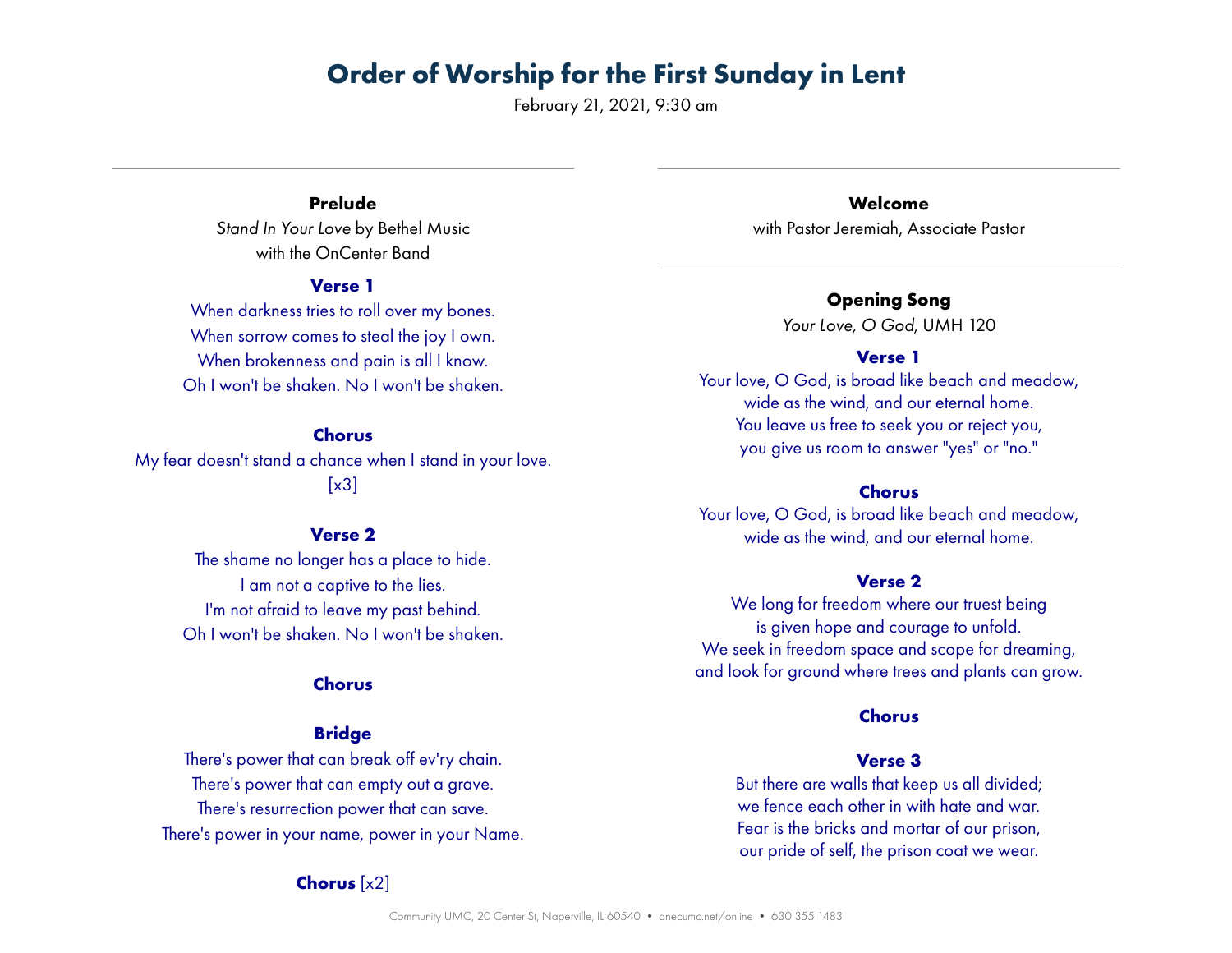# Order of Worship for the First Sunday in Lent

February 21, 2021, 9:30 am

---

### Prelude

*Stand In Your Love* by Bethel Music
with the OnCenter Band

**Verse 1**

When darkness tries to roll over my bones.
When sorrow comes to steal the joy I own.
When brokenness and pain is all I know.
Oh I won't be shaken. No I won't be shaken.

**Chorus**

My fear doesn't stand a chance when I stand in your love.
[x3]

**Verse 2**

The shame no longer has a place to hide.
I am not a captive to the lies.
I'm not afraid to leave my past behind.
Oh I won't be shaken. No I won't be shaken.

**Chorus**

**Bridge**

There's power that can break off ev'ry chain.
There's power that can empty out a grave.
There's resurrection power that can save.
There's power in your name, power in your Name.

**Chorus** [x2]

---

### Welcome

with Pastor Jeremiah, Associate Pastor

---

### Opening Song

*Your Love, O God*, UMH 120

**Verse 1**

Your love, O God, is broad like beach and meadow,
wide as the wind, and our eternal home.
You leave us free to seek you or reject you,
you give us room to answer "yes" or "no."

**Chorus**

Your love, O God, is broad like beach and meadow,
wide as the wind, and our eternal home.

**Verse 2**

We long for freedom where our truest being
is given hope and courage to unfold.
We seek in freedom space and scope for dreaming,
and look for ground where trees and plants can grow.

**Chorus**

**Verse 3**

But there are walls that keep us all divided;
we fence each other in with hate and war.
Fear is the bricks and mortar of our prison,
our pride of self, the prison coat we wear.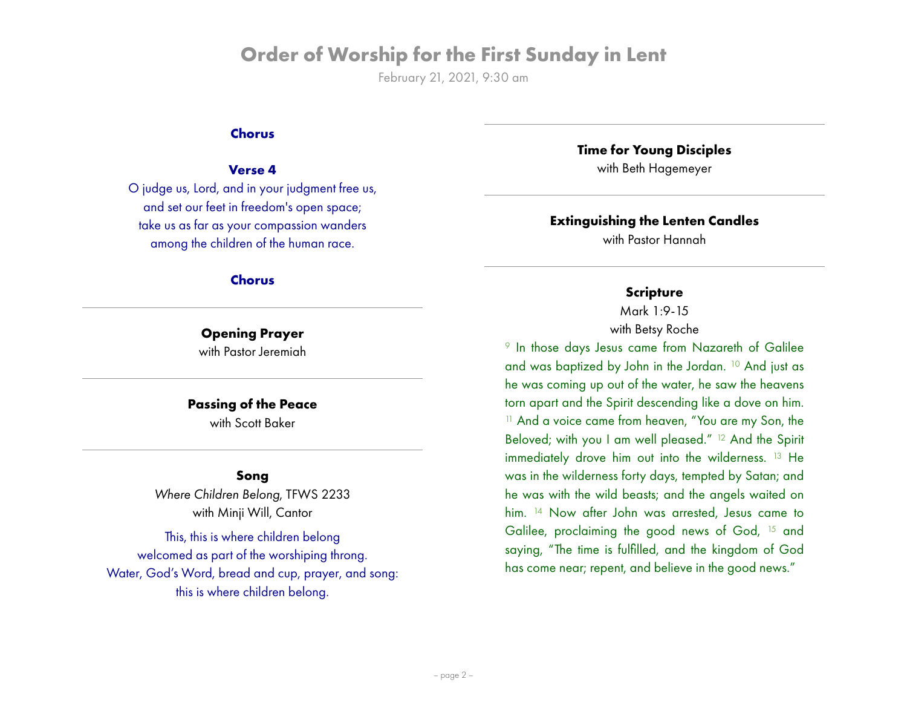**Chorus**

**Verse 4**

O judge us, Lord, and in your judgment free us,
and set our feet in freedom's open space;
take us as far as your compassion wanders
among the children of the human race.

**Chorus**

---

**Opening Prayer**
with Pastor Jeremiah

---

**Passing of the Peace**
with Scott Baker

---

**Song**
*Where Children Belong*, TFWS 2233
with Minji Will, Cantor

This, this is where children belong
welcomed as part of the worshiping throng.
Water, God's Word, bread and cup, prayer, and song:
this is where children belong.

---

**Time for Young Disciples**
with Beth Hagemeyer

---

**Extinguishing the Lenten Candles**
with Pastor Hannah

---

**Scripture**
Mark 1:9-15
with Betsy Roche

[9] In those days Jesus came from Nazareth of Galilee and was baptized by John in the Jordan. [10] And just as he was coming up out of the water, he saw the heavens torn apart and the Spirit descending like a dove on him. [11] And a voice came from heaven, "You are my Son, the Beloved; with you I am well pleased." [12] And the Spirit immediately drove him out into the wilderness. [13] He was in the wilderness forty days, tempted by Satan; and he was with the wild beasts; and the angels waited on him. [14] Now after John was arrested, Jesus came to Galilee, proclaiming the good news of God, [15] and saying, "The time is fulfilled, and the kingdom of God has come near; repent, and believe in the good news."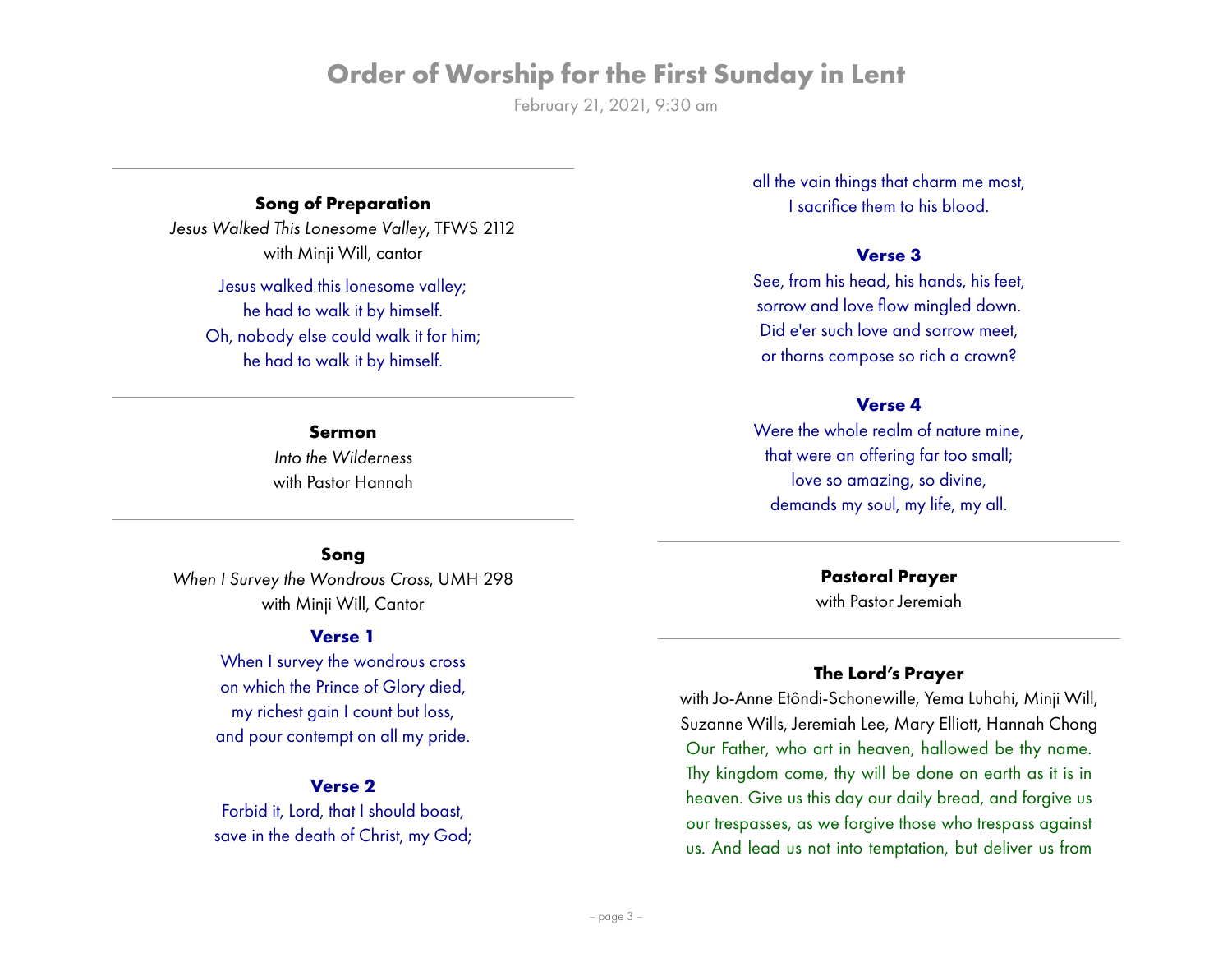# Order of Worship for the First Sunday in Lent

February 21, 2021, 9:30 am

---

### Song of Preparation

*Jesus Walked This Lonesome Valley*, TFWS 2112
with Minji Will, cantor

Jesus walked this lonesome valley;
he had to walk it by himself.
Oh, nobody else could walk it for him;
he had to walk it by himself.

---

### Sermon

*Into the Wilderness*
with Pastor Hannah

---

### Song

*When I Survey the Wondrous Cross*, UMH 298
with Minji Will, Cantor

**Verse 1**

When I survey the wondrous cross
on which the Prince of Glory died,
my richest gain I count but loss,
and pour contempt on all my pride.

**Verse 2**

Forbid it, Lord, that I should boast,
save in the death of Christ, my God;
all the vain things that charm me most,
I sacrifice them to his blood.

**Verse 3**

See, from his head, his hands, his feet,
sorrow and love flow mingled down.
Did e'er such love and sorrow meet,
or thorns compose so rich a crown?

**Verse 4**

Were the whole realm of nature mine,
that were an offering far too small;
love so amazing, so divine,
demands my soul, my life, my all.

---

### Pastoral Prayer

with Pastor Jeremiah

---

### The Lord's Prayer

with Jo-Anne Etôndi-Schonewille, Yema Luhahi, Minji Will, Suzanne Wills, Jeremiah Lee, Mary Elliott, Hannah Chong

Our Father, who art in heaven, hallowed be thy name. Thy kingdom come, thy will be done on earth as it is in heaven. Give us this day our daily bread, and forgive us our trespasses, as we forgive those who trespass against us. And lead us not into temptation, but deliver us from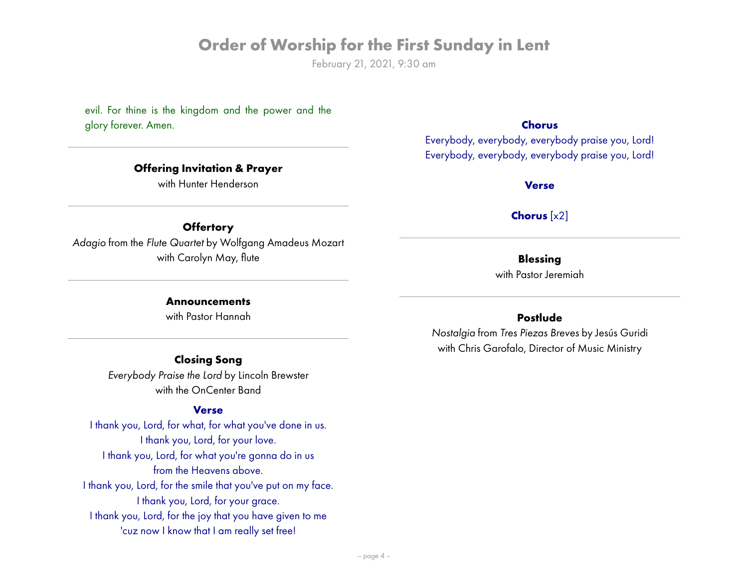evil. For thine is the kingdom and the power and the glory forever. Amen.

---

**Offering Invitation & Prayer**
with Hunter Henderson

---

**Offertory**
*Adagio* from the *Flute Quartet* by Wolfgang Amadeus Mozart
with Carolyn May, flute

---

**Announcements**
with Pastor Hannah

---

**Closing Song**
*Everybody Praise the Lord* by Lincoln Brewster
with the OnCenter Band

**Verse**
I thank you, Lord, for what, for what you've done in us.
I thank you, Lord, for your love.
I thank you, Lord, for what you're gonna do in us
from the Heavens above.
I thank you, Lord, for the smile that you've put on my face.
I thank you, Lord, for your grace.
I thank you, Lord, for the joy that you have given to me
'cuz now I know that I am really set free!

**Chorus**
Everybody, everybody, everybody praise you, Lord!
Everybody, everybody, everybody praise you, Lord!

**Verse**

**Chorus** [x2]

---

**Blessing**
with Pastor Jeremiah

---

**Postlude**
*Nostalgia* from *Tres Piezas Breves* by Jesús Guridi
with Chris Garofalo, Director of Music Ministry